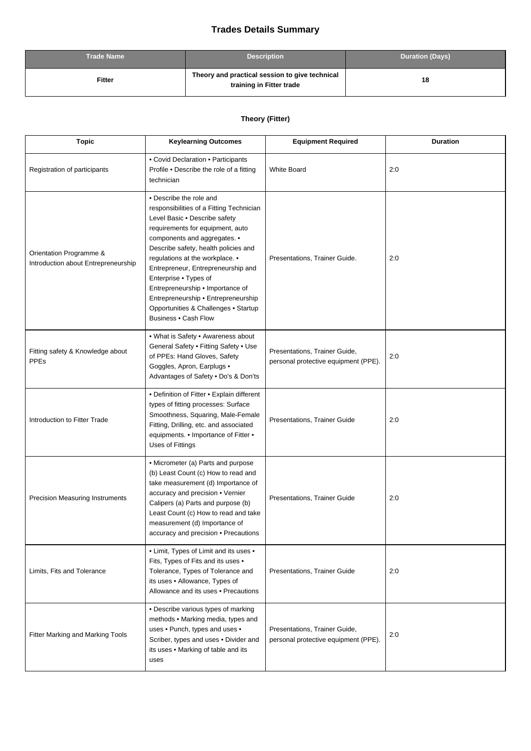# Trades Details Summary

| Trade Name | Description | Duration (Days) |
|---|---|---|
| **Fitter** | **Theory and practical session to give technical training in Fitter trade** | **18** |

### Theory (Fitter)

| Topic | Keylearning Outcomes | Equipment Required | Duration |
|---|---|---|---|
| Registration of participants | • Covid Declaration • Participants Profile • Describe the role of a fitting technician | White Board | 2:0 |
| Orientation Programme & Introduction about Entrepreneurship | • Describe the role and responsibilities of a Fitting Technician Level Basic • Describe safety requirements for equipment, auto components and aggregates. • Describe safety, health policies and regulations at the workplace. • Entrepreneur, Entrepreneurship and Enterprise • Types of Entrepreneurship • Importance of Entrepreneurship • Entrepreneurship Opportunities & Challenges • Startup Business • Cash Flow | Presentations, Trainer Guide. | 2:0 |
| Fitting safety & Knowledge about PPEs | • What is Safety • Awareness about General Safety • Fitting Safety • Use of PPEs: Hand Gloves, Safety Goggles, Apron, Earplugs • Advantages of Safety • Do's & Don'ts | Presentations, Trainer Guide, personal protective equipment (PPE). | 2:0 |
| Introduction to Fitter Trade | • Definition of Fitter • Explain different types of fitting processes: Surface Smoothness, Squaring, Male-Female Fitting, Drilling, etc. and associated equipments. • Importance of Fitter • Uses of Fittings | Presentations, Trainer Guide | 2:0 |
| Precision Measuring Instruments | • Micrometer (a) Parts and purpose (b) Least Count (c) How to read and take measurement (d) Importance of accuracy and precision • Vernier Calipers (a) Parts and purpose (b) Least Count (c) How to read and take measurement (d) Importance of accuracy and precision • Precautions | Presentations, Trainer Guide | 2:0 |
| Limits, Fits and Tolerance | • Limit, Types of Limit and its uses • Fits, Types of Fits and its uses • Tolerance, Types of Tolerance and its uses • Allowance, Types of Allowance and its uses • Precautions | Presentations, Trainer Guide | 2:0 |
| Fitter Marking and Marking Tools | • Describe various types of marking methods • Marking media, types and uses • Punch, types and uses • Scriber, types and uses • Divider and its uses • Marking of table and its uses | Presentations, Trainer Guide, personal protective equipment (PPE). | 2:0 |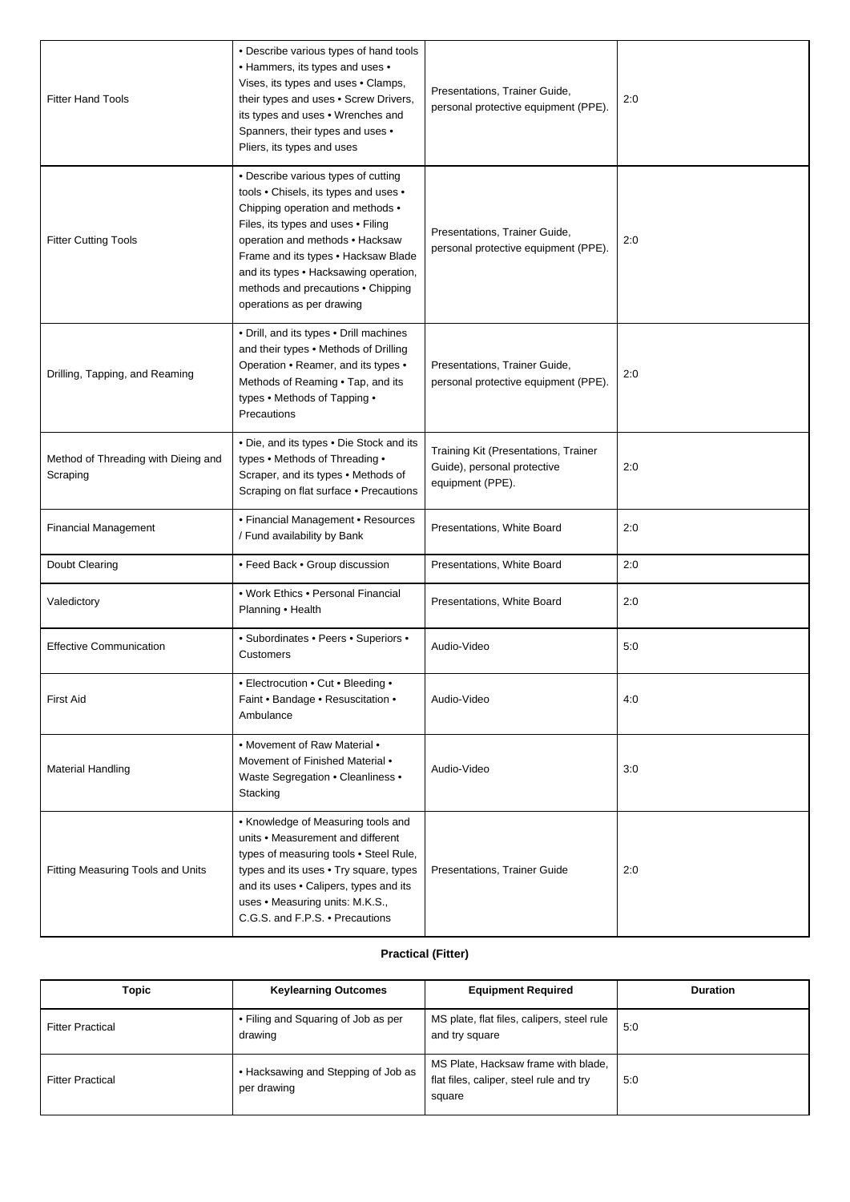| | | | |
|---|---|---|---|
| Fitter Hand Tools | • Describe various types of hand tools • Hammers, its types and uses • Vises, its types and uses • Clamps, their types and uses • Screw Drivers, its types and uses • Wrenches and Spanners, their types and uses • Pliers, its types and uses | Presentations, Trainer Guide, personal protective equipment (PPE). | 2:0 |
| Fitter Cutting Tools | • Describe various types of cutting tools • Chisels, its types and uses • Chipping operation and methods • Files, its types and uses • Filing operation and methods • Hacksaw Frame and its types • Hacksaw Blade and its types • Hacksawing operation, methods and precautions • Chipping operations as per drawing | Presentations, Trainer Guide, personal protective equipment (PPE). | 2:0 |
| Drilling, Tapping, and Reaming | • Drill, and its types • Drill machines and their types • Methods of Drilling Operation • Reamer, and its types • Methods of Reaming • Tap, and its types • Methods of Tapping • Precautions | Presentations, Trainer Guide, personal protective equipment (PPE). | 2:0 |
| Method of Threading with Dieing and Scraping | • Die, and its types • Die Stock and its types • Methods of Threading • Scraper, and its types • Methods of Scraping on flat surface • Precautions | Training Kit (Presentations, Trainer Guide), personal protective equipment (PPE). | 2:0 |
| Financial Management | • Financial Management • Resources / Fund availability by Bank | Presentations, White Board | 2:0 |
| Doubt Clearing | • Feed Back • Group discussion | Presentations, White Board | 2:0 |
| Valedictory | • Work Ethics • Personal Financial Planning • Health | Presentations, White Board | 2:0 |
| Effective Communication | • Subordinates • Peers • Superiors • Customers | Audio-Video | 5:0 |
| First Aid | • Electrocution • Cut • Bleeding • Faint • Bandage • Resuscitation • Ambulance | Audio-Video | 4:0 |
| Material Handling | • Movement of Raw Material • Movement of Finished Material • Waste Segregation • Cleanliness • Stacking | Audio-Video | 3:0 |
| Fitting Measuring Tools and Units | • Knowledge of Measuring tools and units • Measurement and different types of measuring tools • Steel Rule, types and its uses • Try square, types and its uses • Calipers, types and its uses • Measuring units: M.K.S., C.G.S. and F.P.S. • Precautions | Presentations, Trainer Guide | 2:0 |

**Practical (Fitter)**

| Topic | Keylearning Outcomes | Equipment Required | Duration |
|---|---|---|---|
| Fitter Practical | • Filing and Squaring of Job as per drawing | MS plate, flat files, calipers, steel rule and try square | 5:0 |
| Fitter Practical | • Hacksawing and Stepping of Job as per drawing | MS Plate, Hacksaw frame with blade, flat files, caliper, steel rule and try square | 5:0 |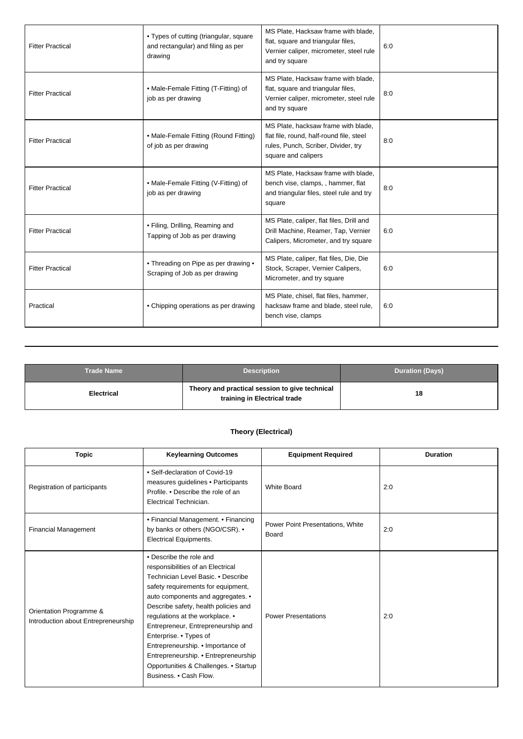| | | | |
|---|---|---|---|
| Fitter Practical | • Types of cutting (triangular, square and rectangular) and filing as per drawing | MS Plate, Hacksaw frame with blade, flat, square and triangular files, Vernier caliper, micrometer, steel rule and try square | 6:0 |
| Fitter Practical | • Male-Female Fitting (T-Fitting) of job as per drawing | MS Plate, Hacksaw frame with blade, flat, square and triangular files, Vernier caliper, micrometer, steel rule and try square | 8:0 |
| Fitter Practical | • Male-Female Fitting (Round Fitting) of job as per drawing | MS Plate, hacksaw frame with blade, flat file, round, half-round file, steel rules, Punch, Scriber, Divider, try square and calipers | 8:0 |
| Fitter Practical | • Male-Female Fitting (V-Fitting) of job as per drawing | MS Plate, Hacksaw frame with blade, bench vise, clamps, , hammer, flat and triangular files, steel rule and try square | 8:0 |
| Fitter Practical | • Filing, Drilling, Reaming and Tapping of Job as per drawing | MS Plate, caliper, flat files, Drill and Drill Machine, Reamer, Tap, Vernier Calipers, Micrometer, and try square | 6:0 |
| Fitter Practical | • Threading on Pipe as per drawing • Scraping of Job as per drawing | MS Plate, caliper, flat files, Die, Die Stock, Scraper, Vernier Calipers, Micrometer, and try square | 6:0 |
| Practical | • Chipping operations as per drawing | MS Plate, chisel, flat files, hammer, hacksaw frame and blade, steel rule, bench vise, clamps | 6:0 |

---

| Trade Name | Description | Duration (Days) |
|---|---|---|
| **Electrical** | **Theory and practical session to give technical training in Electrical trade** | **18** |

**Theory (Electrical)**

| Topic | Keylearning Outcomes | Equipment Required | Duration |
|---|---|---|---|
| Registration of participants | • Self-declaration of Covid-19 measures guidelines • Participants Profile. • Describe the role of an Electrical Technician. | White Board | 2:0 |
| Financial Management | • Financial Management. • Financing by banks or others (NGO/CSR). • Electrical Equipments. | Power Point Presentations, White Board | 2:0 |
| Orientation Programme & Introduction about Entrepreneurship | • Describe the role and responsibilities of an Electrical Technician Level Basic. • Describe safety requirements for equipment, auto components and aggregates. • Describe safety, health policies and regulations at the workplace. • Entrepreneur, Entrepreneurship and Enterprise. • Types of Entrepreneurship. • Importance of Entrepreneurship. • Entrepreneurship Opportunities & Challenges. • Startup Business. • Cash Flow. | Power Presentations | 2:0 |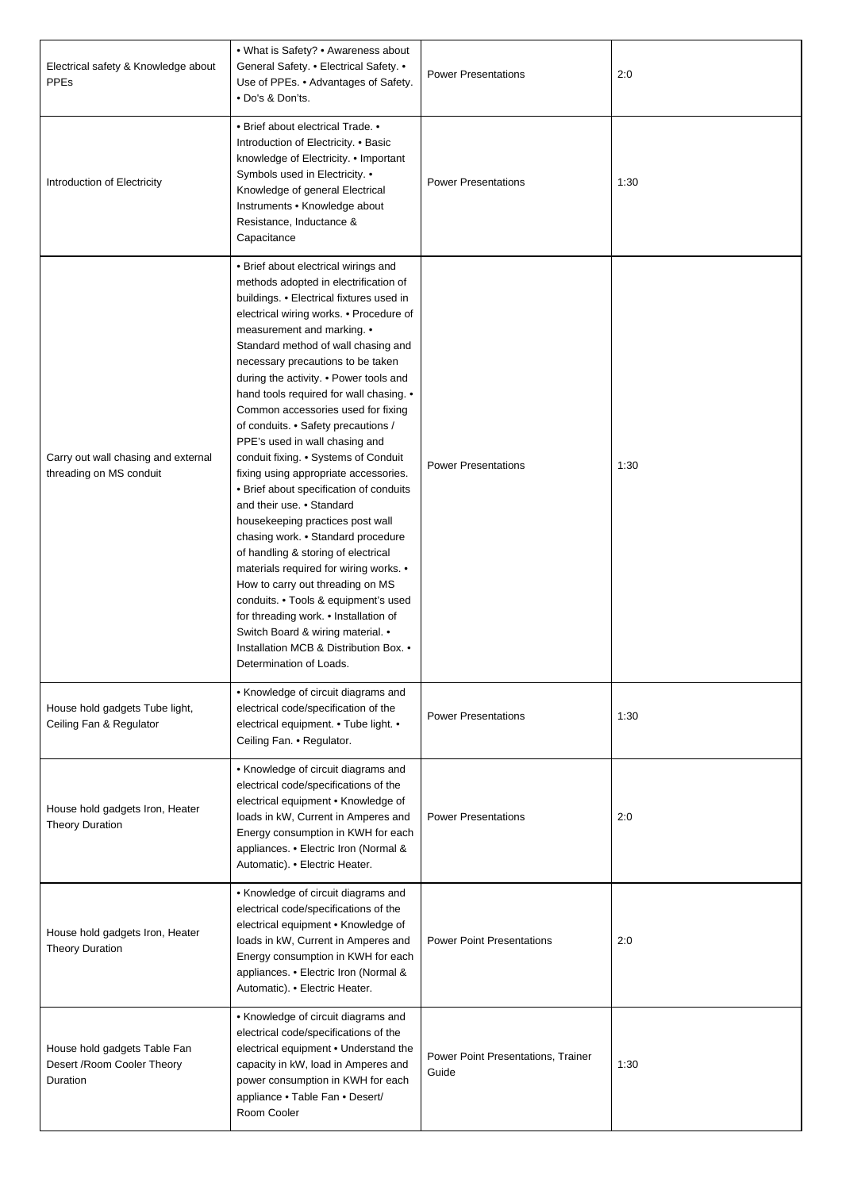| | | | |
|---|---|---|---|
| Electrical safety & Knowledge about PPEs | • What is Safety? • Awareness about General Safety. • Electrical Safety. • Use of PPEs. • Advantages of Safety. • Do's & Don'ts. | Power Presentations | 2:0 |
| Introduction of Electricity | • Brief about electrical Trade. • Introduction of Electricity. • Basic knowledge of Electricity. • Important Symbols used in Electricity. • Knowledge of general Electrical Instruments • Knowledge about Resistance, Inductance & Capacitance | Power Presentations | 1:30 |
| Carry out wall chasing and external threading on MS conduit | • Brief about electrical wirings and methods adopted in electrification of buildings. • Electrical fixtures used in electrical wiring works. • Procedure of measurement and marking. • Standard method of wall chasing and necessary precautions to be taken during the activity. • Power tools and hand tools required for wall chasing. • Common accessories used for fixing of conduits. • Safety precautions / PPE's used in wall chasing and conduit fixing. • Systems of Conduit fixing using appropriate accessories. • Brief about specification of conduits and their use. • Standard housekeeping practices post wall chasing work. • Standard procedure of handling & storing of electrical materials required for wiring works. • How to carry out threading on MS conduits. • Tools & equipment's used for threading work. • Installation of Switch Board & wiring material. • Installation MCB & Distribution Box. • Determination of Loads. | Power Presentations | 1:30 |
| House hold gadgets Tube light, Ceiling Fan & Regulator | • Knowledge of circuit diagrams and electrical code/specification of the electrical equipment. • Tube light. • Ceiling Fan. • Regulator. | Power Presentations | 1:30 |
| House hold gadgets Iron, Heater Theory Duration | • Knowledge of circuit diagrams and electrical code/specifications of the electrical equipment • Knowledge of loads in kW, Current in Amperes and Energy consumption in KWH for each appliances. • Electric Iron (Normal & Automatic). • Electric Heater. | Power Presentations | 2:0 |
| House hold gadgets Iron, Heater Theory Duration | • Knowledge of circuit diagrams and electrical code/specifications of the electrical equipment • Knowledge of loads in kW, Current in Amperes and Energy consumption in KWH for each appliances. • Electric Iron (Normal & Automatic). • Electric Heater. | Power Point Presentations | 2:0 |
| House hold gadgets Table Fan Desert /Room Cooler Theory Duration | • Knowledge of circuit diagrams and electrical code/specifications of the electrical equipment • Understand the capacity in kW, load in Amperes and power consumption in KWH for each appliance • Table Fan • Desert/ Room Cooler | Power Point Presentations, Trainer Guide | 1:30 |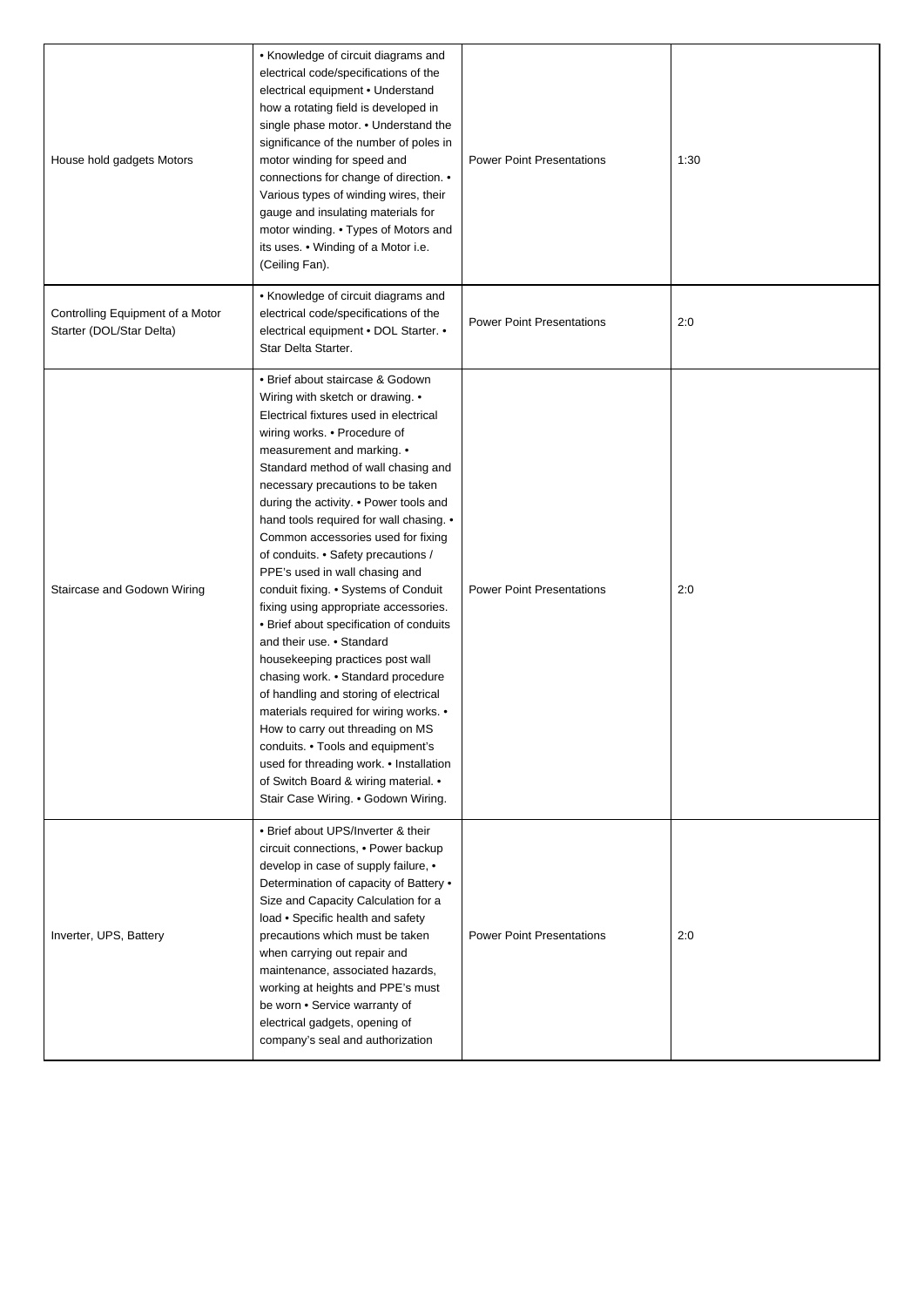| | | | |
|---|---|---|---|
| House hold gadgets Motors | • Knowledge of circuit diagrams and electrical code/specifications of the electrical equipment • Understand how a rotating field is developed in single phase motor. • Understand the significance of the number of poles in motor winding for speed and connections for change of direction. • Various types of winding wires, their gauge and insulating materials for motor winding. • Types of Motors and its uses. • Winding of a Motor i.e. (Ceiling Fan). | Power Point Presentations | 1:30 |
| Controlling Equipment of a Motor Starter (DOL/Star Delta) | • Knowledge of circuit diagrams and electrical code/specifications of the electrical equipment • DOL Starter. • Star Delta Starter. | Power Point Presentations | 2:0 |
| Staircase and Godown Wiring | • Brief about staircase & Godown Wiring with sketch or drawing. • Electrical fixtures used in electrical wiring works. • Procedure of measurement and marking. • Standard method of wall chasing and necessary precautions to be taken during the activity. • Power tools and hand tools required for wall chasing. • Common accessories used for fixing of conduits. • Safety precautions / PPE's used in wall chasing and conduit fixing. • Systems of Conduit fixing using appropriate accessories. • Brief about specification of conduits and their use. • Standard housekeeping practices post wall chasing work. • Standard procedure of handling and storing of electrical materials required for wiring works. • How to carry out threading on MS conduits. • Tools and equipment's used for threading work. • Installation of Switch Board & wiring material. • Stair Case Wiring. • Godown Wiring. | Power Point Presentations | 2:0 |
| Inverter, UPS, Battery | • Brief about UPS/Inverter & their circuit connections, • Power backup develop in case of supply failure, • Determination of capacity of Battery • Size and Capacity Calculation for a load • Specific health and safety precautions which must be taken when carrying out repair and maintenance, associated hazards, working at heights and PPE's must be worn • Service warranty of electrical gadgets, opening of company's seal and authorization | Power Point Presentations | 2:0 |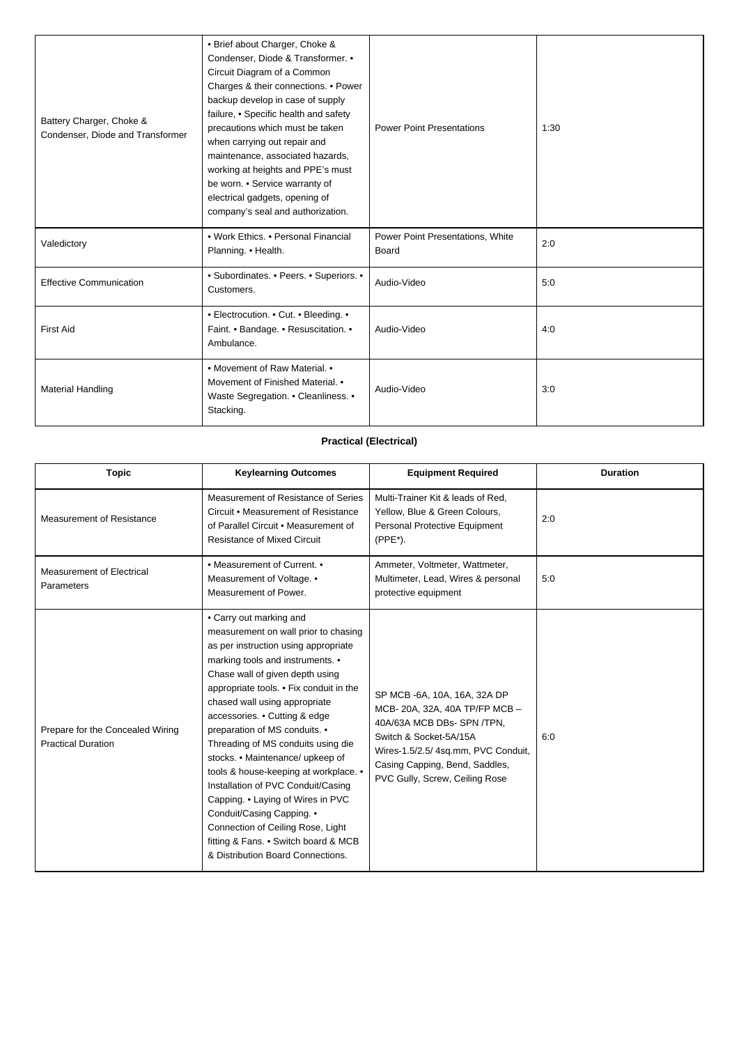| | | | |
|---|---|---|---|
| Battery Charger, Choke & Condenser, Diode and Transformer | • Brief about Charger, Choke & Condenser, Diode & Transformer. • Circuit Diagram of a Common Charges & their connections. • Power backup develop in case of supply failure, • Specific health and safety precautions which must be taken when carrying out repair and maintenance, associated hazards, working at heights and PPE's must be worn. • Service warranty of electrical gadgets, opening of company's seal and authorization. | Power Point Presentations | 1:30 |
| Valedictory | • Work Ethics. • Personal Financial Planning. • Health. | Power Point Presentations, White Board | 2:0 |
| Effective Communication | • Subordinates. • Peers. • Superiors. • Customers. | Audio-Video | 5:0 |
| First Aid | • Electrocution. • Cut. • Bleeding. • Faint. • Bandage. • Resuscitation. • Ambulance. | Audio-Video | 4:0 |
| Material Handling | • Movement of Raw Material. • Movement of Finished Material. • Waste Segregation. • Cleanliness. • Stacking. | Audio-Video | 3:0 |

**Practical (Electrical)**

| Topic | Keylearning Outcomes | Equipment Required | Duration |
|---|---|---|---|
| Measurement of Resistance | Measurement of Resistance of Series Circuit • Measurement of Resistance of Parallel Circuit • Measurement of Resistance of Mixed Circuit | Multi-Trainer Kit & leads of Red, Yellow, Blue & Green Colours, Personal Protective Equipment (PPE*). | 2:0 |
| Measurement of Electrical Parameters | • Measurement of Current. • Measurement of Voltage. • Measurement of Power. | Ammeter, Voltmeter, Wattmeter, Multimeter, Lead, Wires & personal protective equipment | 5:0 |
| Prepare for the Concealed Wiring Practical Duration | • Carry out marking and measurement on wall prior to chasing as per instruction using appropriate marking tools and instruments. • Chase wall of given depth using appropriate tools. • Fix conduit in the chased wall using appropriate accessories. • Cutting & edge preparation of MS conduits. • Threading of MS conduits using die stocks. • Maintenance/ upkeep of tools & house-keeping at workplace. • Installation of PVC Conduit/Casing Capping. • Laying of Wires in PVC Conduit/Casing Capping. • Connection of Ceiling Rose, Light fitting & Fans. • Switch board & MCB & Distribution Board Connections. | SP MCB -6A, 10A, 16A, 32A DP MCB- 20A, 32A, 40A TP/FP MCB – 40A/63A MCB DBs- SPN /TPN, Switch & Socket-5A/15A Wires-1.5/2.5/ 4sq.mm, PVC Conduit, Casing Capping, Bend, Saddles, PVC Gully, Screw, Ceiling Rose | 6:0 |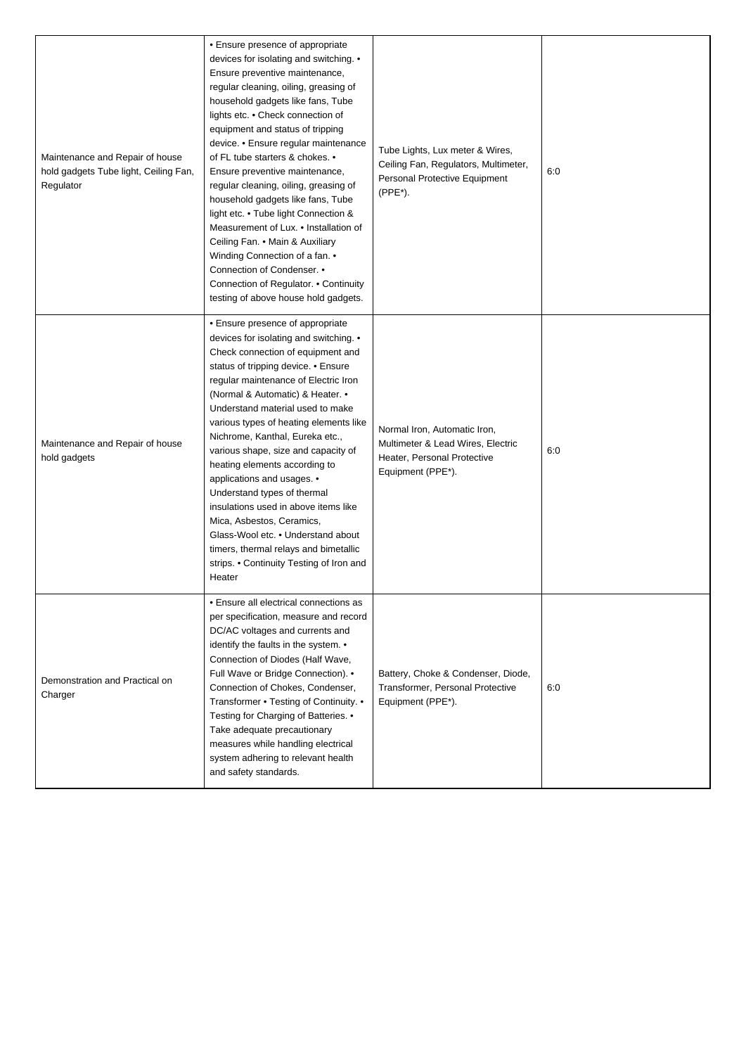| | | | |
|---|---|---|---|
| Maintenance and Repair of house hold gadgets Tube light, Ceiling Fan, Regulator | • Ensure presence of appropriate devices for isolating and switching. • Ensure preventive maintenance, regular cleaning, oiling, greasing of household gadgets like fans, Tube lights etc. • Check connection of equipment and status of tripping device. • Ensure regular maintenance of FL tube starters & chokes. • Ensure preventive maintenance, regular cleaning, oiling, greasing of household gadgets like fans, Tube light etc. • Tube light Connection & Measurement of Lux. • Installation of Ceiling Fan. • Main & Auxiliary Winding Connection of a fan. • Connection of Condenser. • Connection of Regulator. • Continuity testing of above house hold gadgets. | Tube Lights, Lux meter & Wires, Ceiling Fan, Regulators, Multimeter, Personal Protective Equipment (PPE*). | 6:0 |
| Maintenance and Repair of house hold gadgets | • Ensure presence of appropriate devices for isolating and switching. • Check connection of equipment and status of tripping device. • Ensure regular maintenance of Electric Iron (Normal & Automatic) & Heater. • Understand material used to make various types of heating elements like Nichrome, Kanthal, Eureka etc., various shape, size and capacity of heating elements according to applications and usages. • Understand types of thermal insulations used in above items like Mica, Asbestos, Ceramics, Glass-Wool etc. • Understand about timers, thermal relays and bimetallic strips. • Continuity Testing of Iron and Heater | Normal Iron, Automatic Iron, Multimeter & Lead Wires, Electric Heater, Personal Protective Equipment (PPE*). | 6:0 |
| Demonstration and Practical on Charger | • Ensure all electrical connections as per specification, measure and record DC/AC voltages and currents and identify the faults in the system. • Connection of Diodes (Half Wave, Full Wave or Bridge Connection). • Connection of Chokes, Condenser, Transformer • Testing of Continuity. • Testing for Charging of Batteries. • Take adequate precautionary measures while handling electrical system adhering to relevant health and safety standards. | Battery, Choke & Condenser, Diode, Transformer, Personal Protective Equipment (PPE*). | 6:0 |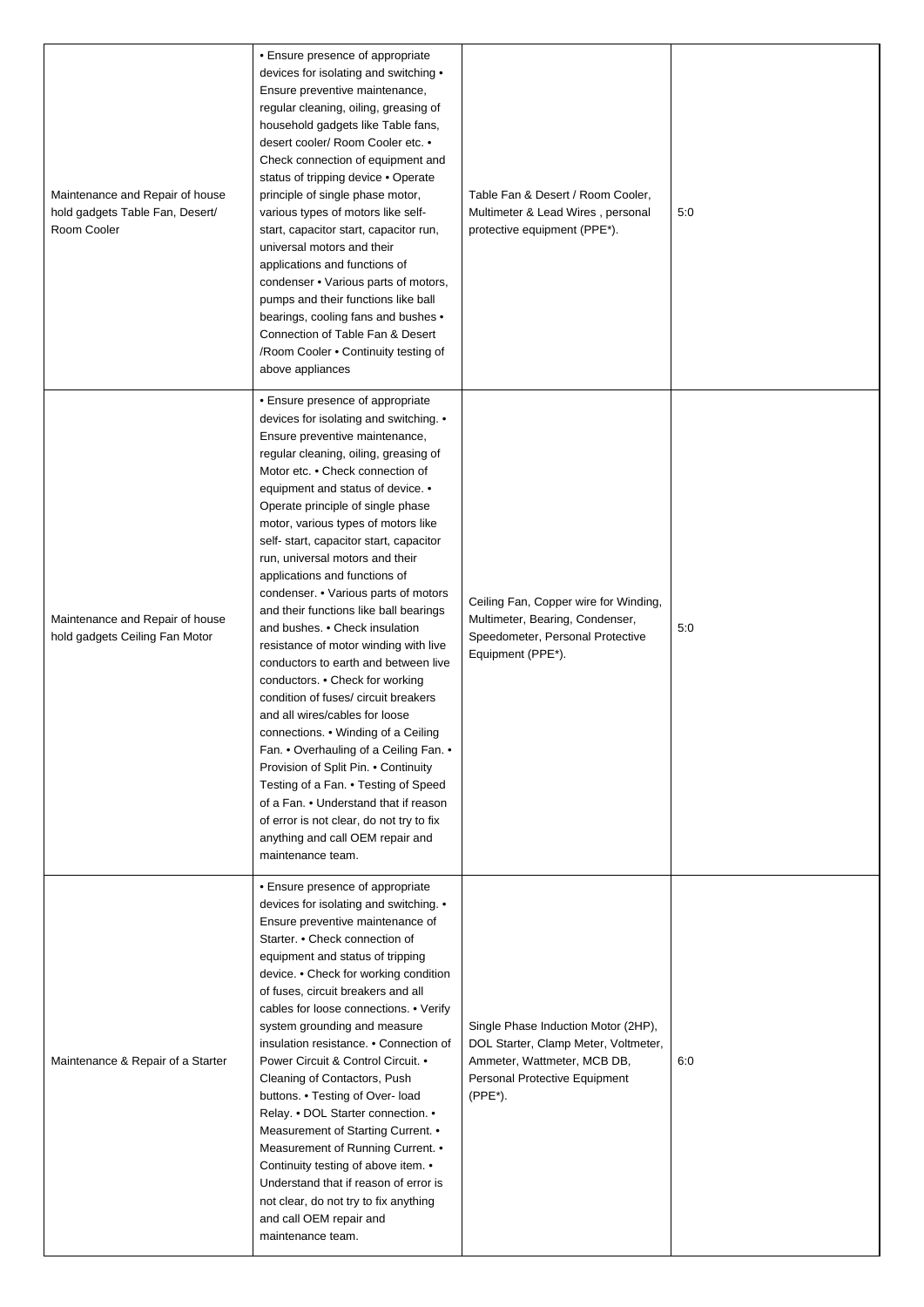| | | | |
|---|---|---|---|
| Maintenance and Repair of house hold gadgets Table Fan, Desert/ Room Cooler | • Ensure presence of appropriate devices for isolating and switching • Ensure preventive maintenance, regular cleaning, oiling, greasing of household gadgets like Table fans, desert cooler/ Room Cooler etc. • Check connection of equipment and status of tripping device • Operate principle of single phase motor, various types of motors like self-start, capacitor start, capacitor run, universal motors and their applications and functions of condenser • Various parts of motors, pumps and their functions like ball bearings, cooling fans and bushes • Connection of Table Fan & Desert /Room Cooler • Continuity testing of above appliances | Table Fan & Desert / Room Cooler, Multimeter & Lead Wires , personal protective equipment (PPE*). | 5:0 |
| Maintenance and Repair of house hold gadgets Ceiling Fan Motor | • Ensure presence of appropriate devices for isolating and switching. • Ensure preventive maintenance, regular cleaning, oiling, greasing of Motor etc. • Check connection of equipment and status of device. • Operate principle of single phase motor, various types of motors like self- start, capacitor start, capacitor run, universal motors and their applications and functions of condenser. • Various parts of motors and their functions like ball bearings and bushes. • Check insulation resistance of motor winding with live conductors to earth and between live conductors. • Check for working condition of fuses/ circuit breakers and all wires/cables for loose connections. • Winding of a Ceiling Fan. • Overhauling of a Ceiling Fan. • Provision of Split Pin. • Continuity Testing of a Fan. • Testing of Speed of a Fan. • Understand that if reason of error is not clear, do not try to fix anything and call OEM repair and maintenance team. | Ceiling Fan, Copper wire for Winding, Multimeter, Bearing, Condenser, Speedometer, Personal Protective Equipment (PPE*). | 5:0 |
| Maintenance & Repair of a Starter | • Ensure presence of appropriate devices for isolating and switching. • Ensure preventive maintenance of Starter. • Check connection of equipment and status of tripping device. • Check for working condition of fuses, circuit breakers and all cables for loose connections. • Verify system grounding and measure insulation resistance. • Connection of Power Circuit & Control Circuit. • Cleaning of Contactors, Push buttons. • Testing of Over- load Relay. • DOL Starter connection. • Measurement of Starting Current. • Measurement of Running Current. • Continuity testing of above item. • Understand that if reason of error is not clear, do not try to fix anything and call OEM repair and maintenance team. | Single Phase Induction Motor (2HP), DOL Starter, Clamp Meter, Voltmeter, Ammeter, Wattmeter, MCB DB, Personal Protective Equipment (PPE*). | 6:0 |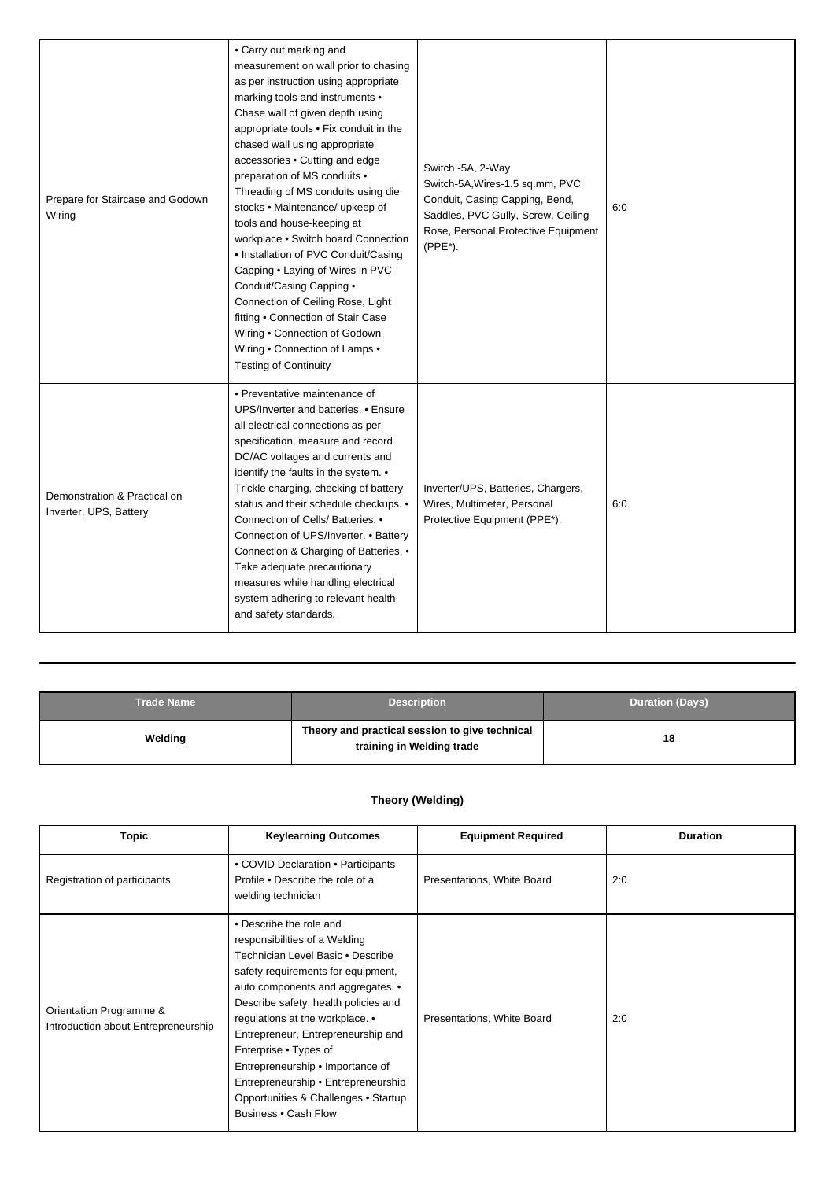| | | | |
|---|---|---|---|
| Prepare for Staircase and Godown Wiring | • Carry out marking and measurement on wall prior to chasing as per instruction using appropriate marking tools and instruments • Chase wall of given depth using appropriate tools • Fix conduit in the chased wall using appropriate accessories • Cutting and edge preparation of MS conduits • Threading of MS conduits using die stocks • Maintenance/ upkeep of tools and house-keeping at workplace • Switch board Connection • Installation of PVC Conduit/Casing Capping • Laying of Wires in PVC Conduit/Casing Capping • Connection of Ceiling Rose, Light fitting • Connection of Stair Case Wiring • Connection of Godown Wiring • Connection of Lamps • Testing of Continuity | Switch -5A, 2-Way Switch-5A,Wires-1.5 sq.mm, PVC Conduit, Casing Capping, Bend, Saddles, PVC Gully, Screw, Ceiling Rose, Personal Protective Equipment (PPE*). | 6:0 |
| Demonstration & Practical on Inverter, UPS, Battery | • Preventative maintenance of UPS/Inverter and batteries. • Ensure all electrical connections as per specification, measure and record DC/AC voltages and currents and identify the faults in the system. • Trickle charging, checking of battery status and their schedule checkups. • Connection of Cells/ Batteries. • Connection of UPS/Inverter. • Battery Connection & Charging of Batteries. • Take adequate precautionary measures while handling electrical system adhering to relevant health and safety standards. | Inverter/UPS, Batteries, Chargers, Wires, Multimeter, Personal Protective Equipment (PPE*). | 6:0 |

---

| Trade Name | Description | Duration (Days) |
|---|---|---|
| **Welding** | **Theory and practical session to give technical training in Welding trade** | **18** |

### Theory (Welding)

| Topic | Keylearning Outcomes | Equipment Required | Duration |
|---|---|---|---|
| Registration of participants | • COVID Declaration • Participants Profile • Describe the role of a welding technician | Presentations, White Board | 2:0 |
| Orientation Programme & Introduction about Entrepreneurship | • Describe the role and responsibilities of a Welding Technician Level Basic • Describe safety requirements for equipment, auto components and aggregates. • Describe safety, health policies and regulations at the workplace. • Entrepreneur, Entrepreneurship and Enterprise • Types of Entrepreneurship • Importance of Entrepreneurship • Entrepreneurship Opportunities & Challenges • Startup Business • Cash Flow | Presentations, White Board | 2:0 |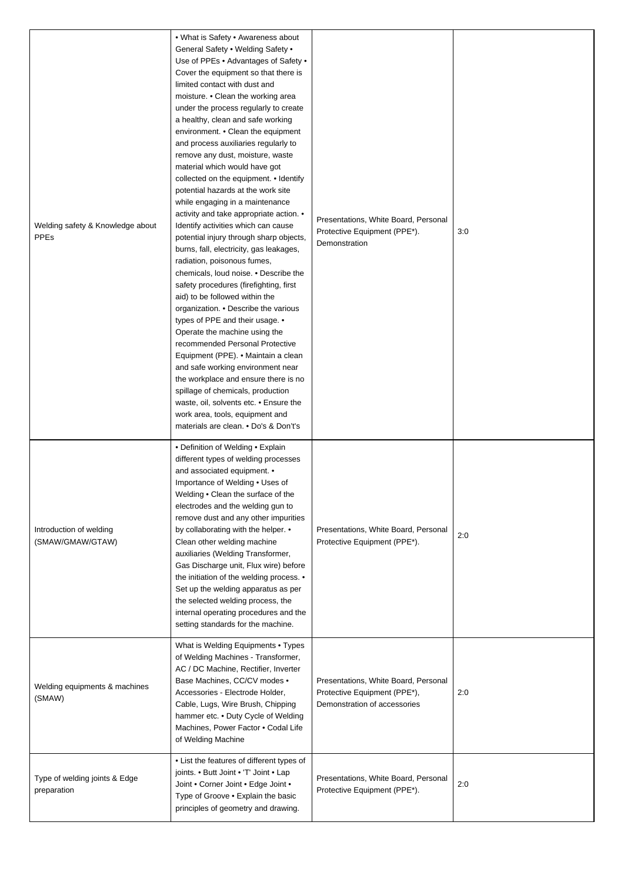| | | | |
|---|---|---|---|
| Welding safety & Knowledge about PPEs | • What is Safety • Awareness about General Safety • Welding Safety • Use of PPEs • Advantages of Safety • Cover the equipment so that there is limited contact with dust and moisture. • Clean the working area under the process regularly to create a healthy, clean and safe working environment. • Clean the equipment and process auxiliaries regularly to remove any dust, moisture, waste material which would have got collected on the equipment. • Identify potential hazards at the work site while engaging in a maintenance activity and take appropriate action. • Identify activities which can cause potential injury through sharp objects, burns, fall, electricity, gas leakages, radiation, poisonous fumes, chemicals, loud noise. • Describe the safety procedures (firefighting, first aid) to be followed within the organization. • Describe the various types of PPE and their usage. • Operate the machine using the recommended Personal Protective Equipment (PPE). • Maintain a clean and safe working environment near the workplace and ensure there is no spillage of chemicals, production waste, oil, solvents etc. • Ensure the work area, tools, equipment and materials are clean. • Do's & Don't's | Presentations, White Board, Personal Protective Equipment (PPE*). Demonstration | 3:0 |
| Introduction of welding (SMAW/GMAW/GTAW) | • Definition of Welding • Explain different types of welding processes and associated equipment. • Importance of Welding • Uses of Welding • Clean the surface of the electrodes and the welding gun to remove dust and any other impurities by collaborating with the helper. • Clean other welding machine auxiliaries (Welding Transformer, Gas Discharge unit, Flux wire) before the initiation of the welding process. • Set up the welding apparatus as per the selected welding process, the internal operating procedures and the setting standards for the machine. | Presentations, White Board, Personal Protective Equipment (PPE*). | 2:0 |
| Welding equipments & machines (SMAW) | What is Welding Equipments • Types of Welding Machines - Transformer, AC / DC Machine, Rectifier, Inverter Base Machines, CC/CV modes • Accessories - Electrode Holder, Cable, Lugs, Wire Brush, Chipping hammer etc. • Duty Cycle of Welding Machines, Power Factor • Codal Life of Welding Machine | Presentations, White Board, Personal Protective Equipment (PPE*), Demonstration of accessories | 2:0 |
| Type of welding joints & Edge preparation | • List the features of different types of joints. • Butt Joint • 'T' Joint • Lap Joint • Corner Joint • Edge Joint • Type of Groove • Explain the basic principles of geometry and drawing. | Presentations, White Board, Personal Protective Equipment (PPE*). | 2:0 |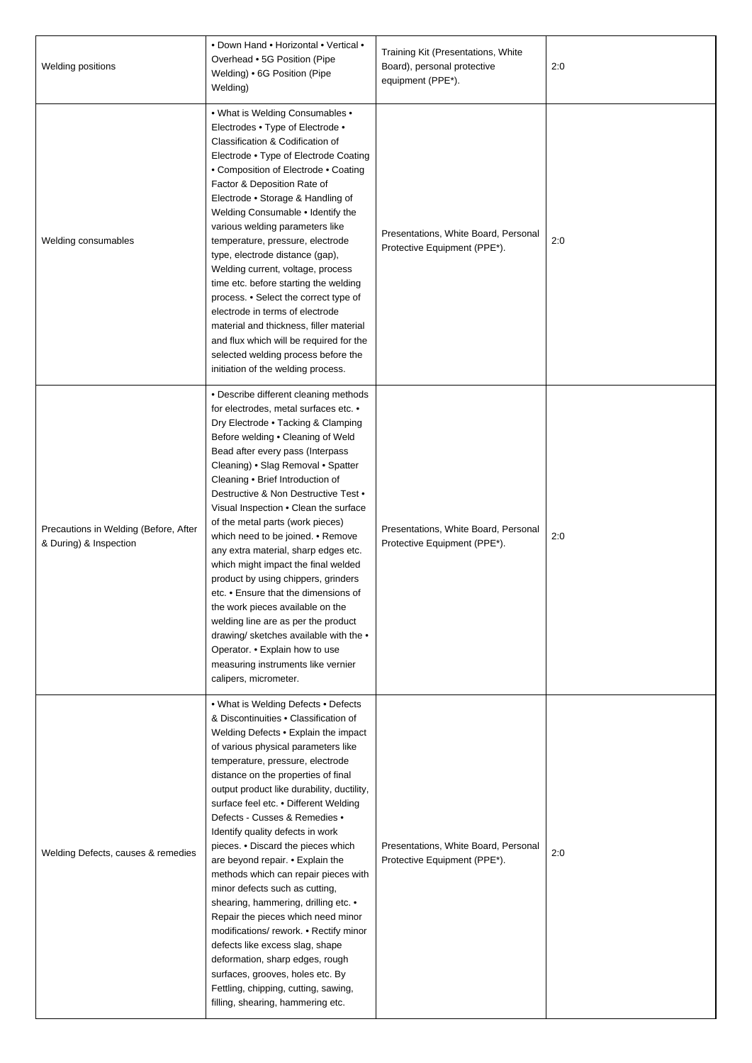| | | | |
|---|---|---|---|
| Welding positions | • Down Hand • Horizontal • Vertical • Overhead • 5G Position (Pipe Welding) • 6G Position (Pipe Welding) | Training Kit (Presentations, White Board), personal protective equipment (PPE*). | 2:0 |
| Welding consumables | • What is Welding Consumables • Electrodes • Type of Electrode • Classification & Codification of Electrode • Type of Electrode Coating • Composition of Electrode • Coating Factor & Deposition Rate of Electrode • Storage & Handling of Welding Consumable • Identify the various welding parameters like temperature, pressure, electrode type, electrode distance (gap), Welding current, voltage, process time etc. before starting the welding process. • Select the correct type of electrode in terms of electrode material and thickness, filler material and flux which will be required for the selected welding process before the initiation of the welding process. | Presentations, White Board, Personal Protective Equipment (PPE*). | 2:0 |
| Precautions in Welding (Before, After & During) & Inspection | • Describe different cleaning methods for electrodes, metal surfaces etc. • Dry Electrode • Tacking & Clamping Before welding • Cleaning of Weld Bead after every pass (Interpass Cleaning) • Slag Removal • Spatter Cleaning • Brief Introduction of Destructive & Non Destructive Test • Visual Inspection • Clean the surface of the metal parts (work pieces) which need to be joined. • Remove any extra material, sharp edges etc. which might impact the final welded product by using chippers, grinders etc. • Ensure that the dimensions of the work pieces available on the welding line are as per the product drawing/ sketches available with the • Operator. • Explain how to use measuring instruments like vernier calipers, micrometer. | Presentations, White Board, Personal Protective Equipment (PPE*). | 2:0 |
| Welding Defects, causes & remedies | • What is Welding Defects • Defects & Discontinuities • Classification of Welding Defects • Explain the impact of various physical parameters like temperature, pressure, electrode distance on the properties of final output product like durability, ductility, surface feel etc. • Different Welding Defects - Cusses & Remedies • Identify quality defects in work pieces. • Discard the pieces which are beyond repair. • Explain the methods which can repair pieces with minor defects such as cutting, shearing, hammering, drilling etc. • Repair the pieces which need minor modifications/ rework. • Rectify minor defects like excess slag, shape deformation, sharp edges, rough surfaces, grooves, holes etc. By Fettling, chipping, cutting, sawing, filling, shearing, hammering etc. | Presentations, White Board, Personal Protective Equipment (PPE*). | 2:0 |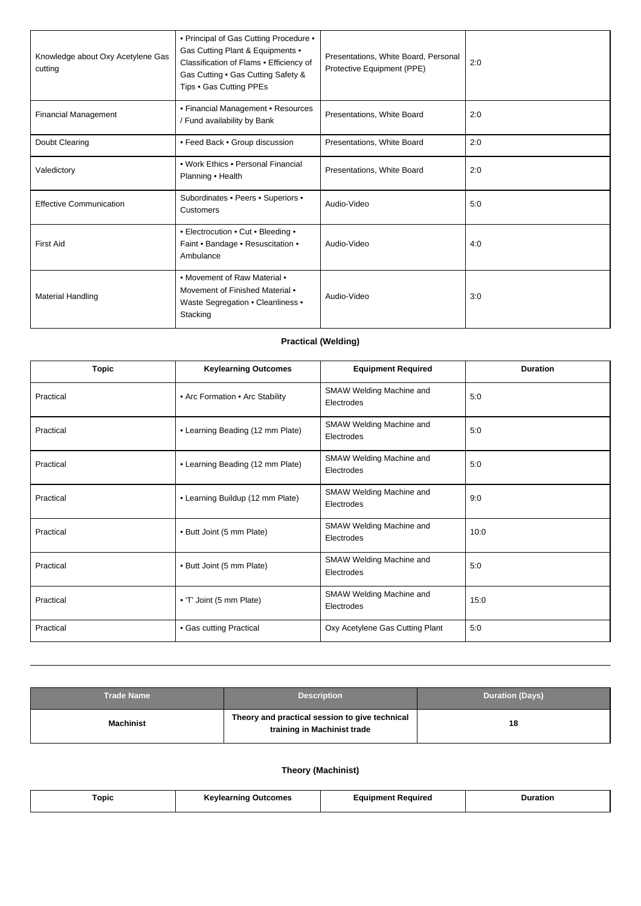| | | | |
|---|---|---|---|
| Knowledge about Oxy Acetylene Gas cutting | • Principal of Gas Cutting Procedure • Gas Cutting Plant & Equipments • Classification of Flams • Efficiency of Gas Cutting • Gas Cutting Safety & Tips • Gas Cutting PPEs | Presentations, White Board, Personal Protective Equipment (PPE) | 2:0 |
| Financial Management | • Financial Management • Resources / Fund availability by Bank | Presentations, White Board | 2:0 |
| Doubt Clearing | • Feed Back • Group discussion | Presentations, White Board | 2:0 |
| Valedictory | • Work Ethics • Personal Financial Planning • Health | Presentations, White Board | 2:0 |
| Effective Communication | Subordinates • Peers • Superiors • Customers | Audio-Video | 5:0 |
| First Aid | • Electrocution • Cut • Bleeding • Faint • Bandage • Resuscitation • Ambulance | Audio-Video | 4:0 |
| Material Handling | • Movement of Raw Material • Movement of Finished Material • Waste Segregation • Cleanliness • Stacking | Audio-Video | 3:0 |

**Practical (Welding)**

| Topic | Keylearning Outcomes | Equipment Required | Duration |
|---|---|---|---|
| Practical | • Arc Formation • Arc Stability | SMAW Welding Machine and Electrodes | 5:0 |
| Practical | • Learning Beading (12 mm Plate) | SMAW Welding Machine and Electrodes | 5:0 |
| Practical | • Learning Beading (12 mm Plate) | SMAW Welding Machine and Electrodes | 5:0 |
| Practical | • Learning Buildup (12 mm Plate) | SMAW Welding Machine and Electrodes | 9:0 |
| Practical | • Butt Joint (5 mm Plate) | SMAW Welding Machine and Electrodes | 10:0 |
| Practical | • Butt Joint (5 mm Plate) | SMAW Welding Machine and Electrodes | 5:0 |
| Practical | • 'T' Joint (5 mm Plate) | SMAW Welding Machine and Electrodes | 15:0 |
| Practical | • Gas cutting Practical | Oxy Acetylene Gas Cutting Plant | 5:0 |

---

| Trade Name | Description | Duration (Days) |
|---|---|---|
| **Machinist** | **Theory and practical session to give technical training in Machinist trade** | **18** |

**Theory (Machinist)**

| Topic | Keylearning Outcomes | Equipment Required | Duration |
|---|---|---|---|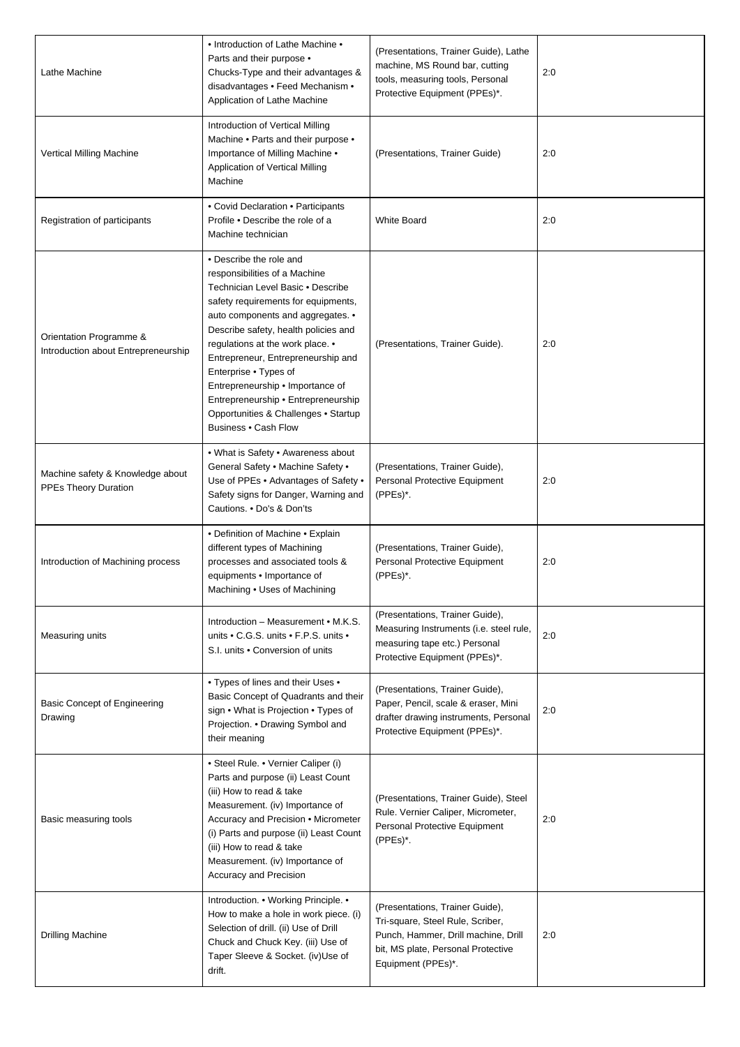| | | | |
|---|---|---|---|
| Lathe Machine | • Introduction of Lathe Machine • Parts and their purpose • Chucks-Type and their advantages & disadvantages • Feed Mechanism • Application of Lathe Machine | (Presentations, Trainer Guide), Lathe machine, MS Round bar, cutting tools, measuring tools, Personal Protective Equipment (PPEs)*. | 2:0 |
| Vertical Milling Machine | Introduction of Vertical Milling Machine • Parts and their purpose • Importance of Milling Machine • Application of Vertical Milling Machine | (Presentations, Trainer Guide) | 2:0 |
| Registration of participants | • Covid Declaration • Participants Profile • Describe the role of a Machine technician | White Board | 2:0 |
| Orientation Programme & Introduction about Entrepreneurship | • Describe the role and responsibilities of a Machine Technician Level Basic • Describe safety requirements for equipments, auto components and aggregates. • Describe safety, health policies and regulations at the work place. • Entrepreneur, Entrepreneurship and Enterprise • Types of Entrepreneurship • Importance of Entrepreneurship • Entrepreneurship Opportunities & Challenges • Startup Business • Cash Flow | (Presentations, Trainer Guide). | 2:0 |
| Machine safety & Knowledge about PPEs Theory Duration | • What is Safety • Awareness about General Safety • Machine Safety • Use of PPEs • Advantages of Safety • Safety signs for Danger, Warning and Cautions. • Do's & Don'ts | (Presentations, Trainer Guide), Personal Protective Equipment (PPEs)*. | 2:0 |
| Introduction of Machining process | • Definition of Machine • Explain different types of Machining processes and associated tools & equipments • Importance of Machining • Uses of Machining | (Presentations, Trainer Guide), Personal Protective Equipment (PPEs)*. | 2:0 |
| Measuring units | Introduction – Measurement • M.K.S. units • C.G.S. units • F.P.S. units • S.I. units • Conversion of units | (Presentations, Trainer Guide), Measuring Instruments (i.e. steel rule, measuring tape etc.) Personal Protective Equipment (PPEs)*. | 2:0 |
| Basic Concept of Engineering Drawing | • Types of lines and their Uses • Basic Concept of Quadrants and their sign • What is Projection • Types of Projection. • Drawing Symbol and their meaning | (Presentations, Trainer Guide), Paper, Pencil, scale & eraser, Mini drafter drawing instruments, Personal Protective Equipment (PPEs)*. | 2:0 |
| Basic measuring tools | • Steel Rule. • Vernier Caliper (i) Parts and purpose (ii) Least Count (iii) How to read & take Measurement. (iv) Importance of Accuracy and Precision • Micrometer (i) Parts and purpose (ii) Least Count (iii) How to read & take Measurement. (iv) Importance of Accuracy and Precision | (Presentations, Trainer Guide), Steel Rule. Vernier Caliper, Micrometer, Personal Protective Equipment (PPEs)*. | 2:0 |
| Drilling Machine | Introduction. • Working Principle. • How to make a hole in work piece. (i) Selection of drill. (ii) Use of Drill Chuck and Chuck Key. (iii) Use of Taper Sleeve & Socket. (iv)Use of drift. | (Presentations, Trainer Guide), Tri-square, Steel Rule, Scriber, Punch, Hammer, Drill machine, Drill bit, MS plate, Personal Protective Equipment (PPEs)*. | 2:0 |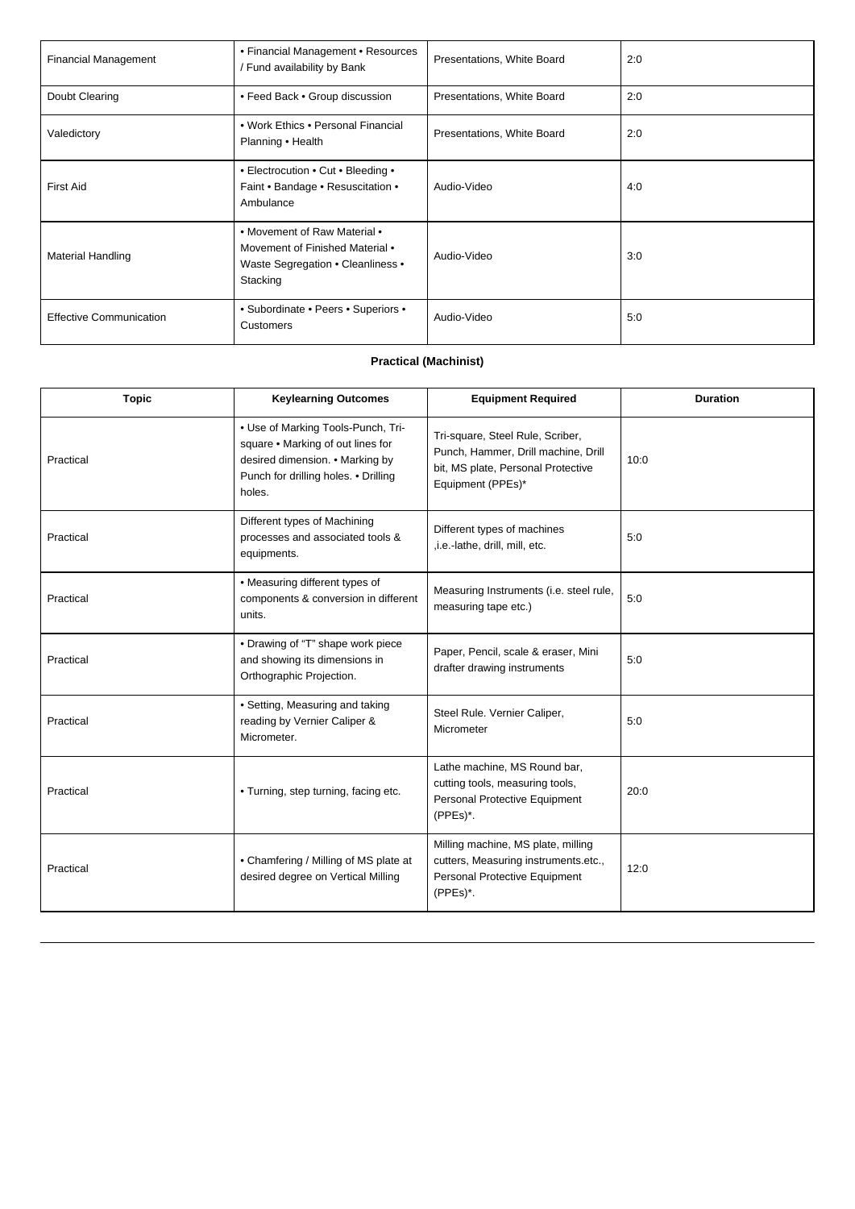| | | | |
|---|---|---|---|
| Financial Management | • Financial Management • Resources / Fund availability by Bank | Presentations, White Board | 2:0 |
| Doubt Clearing | • Feed Back • Group discussion | Presentations, White Board | 2:0 |
| Valedictory | • Work Ethics • Personal Financial Planning • Health | Presentations, White Board | 2:0 |
| First Aid | • Electrocution • Cut • Bleeding • Faint • Bandage • Resuscitation • Ambulance | Audio-Video | 4:0 |
| Material Handling | • Movement of Raw Material • Movement of Finished Material • Waste Segregation • Cleanliness • Stacking | Audio-Video | 3:0 |
| Effective Communication | • Subordinate • Peers • Superiors • Customers | Audio-Video | 5:0 |

**Practical (Machinist)**

| Topic | Keylearning Outcomes | Equipment Required | Duration |
|---|---|---|---|
| Practical | • Use of Marking Tools-Punch, Tri-square • Marking of out lines for desired dimension. • Marking by Punch for drilling holes. • Drilling holes. | Tri-square, Steel Rule, Scriber, Punch, Hammer, Drill machine, Drill bit, MS plate, Personal Protective Equipment (PPEs)* | 10:0 |
| Practical | Different types of Machining processes and associated tools & equipments. | Different types of machines ,i.e.-lathe, drill, mill, etc. | 5:0 |
| Practical | • Measuring different types of components & conversion in different units. | Measuring Instruments (i.e. steel rule, measuring tape etc.) | 5:0 |
| Practical | • Drawing of "T" shape work piece and showing its dimensions in Orthographic Projection. | Paper, Pencil, scale & eraser, Mini drafter drawing instruments | 5:0 |
| Practical | • Setting, Measuring and taking reading by Vernier Caliper & Micrometer. | Steel Rule. Vernier Caliper, Micrometer | 5:0 |
| Practical | • Turning, step turning, facing etc. | Lathe machine, MS Round bar, cutting tools, measuring tools, Personal Protective Equipment (PPEs)*. | 20:0 |
| Practical | • Chamfering / Milling of MS plate at desired degree on Vertical Milling | Milling machine, MS plate, milling cutters, Measuring instruments.etc., Personal Protective Equipment (PPEs)*. | 12:0 |